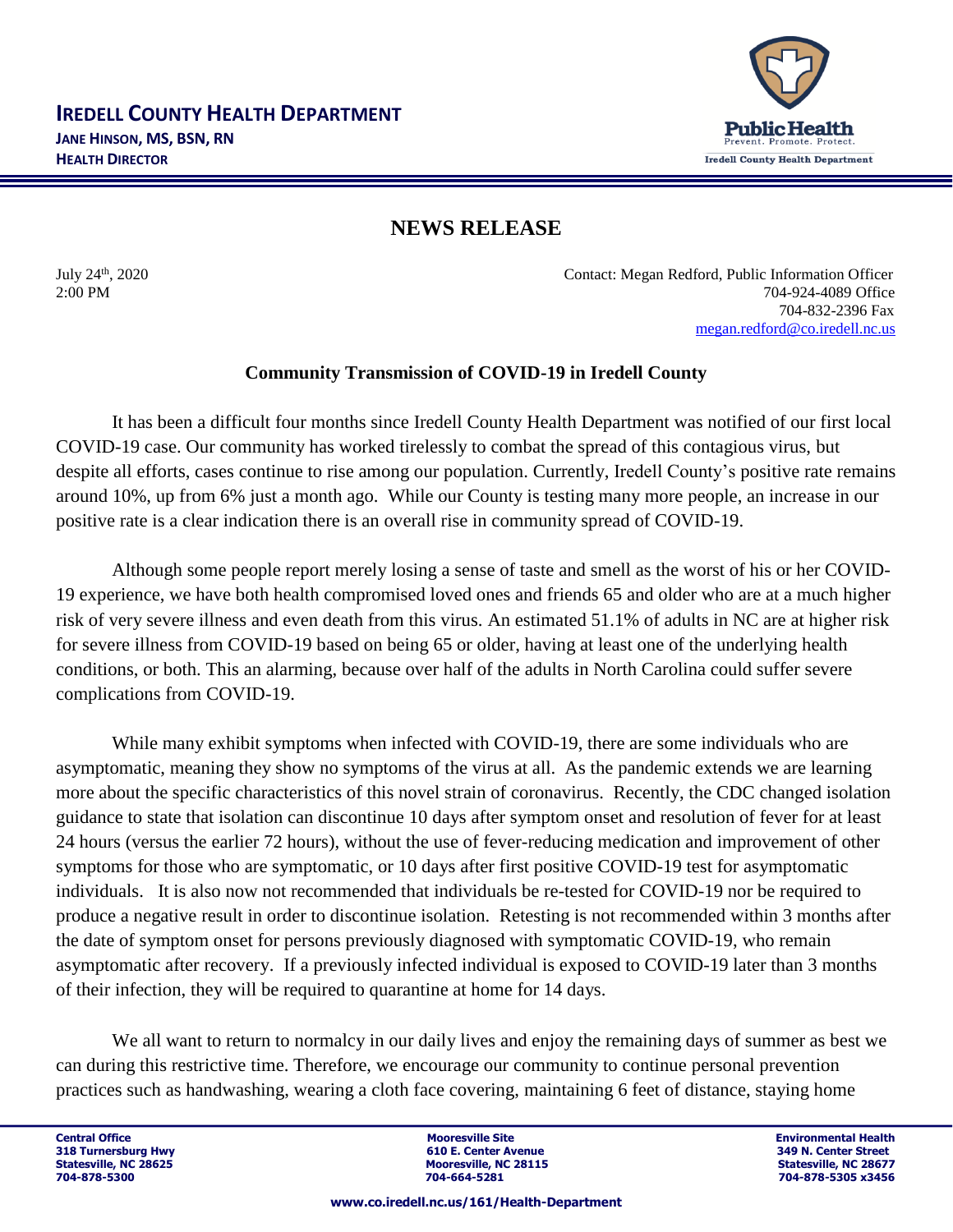# IREDELL COUNTY HEALTH DEPARTMENT

**JANE HINSON, MS, BSN, RN**
**HEALTH DIRECTOR**

Public Health
Prevent. Promote. Protect.
Iredell County Health Department

## NEWS RELEASE

July 24th, 2020
2:00 PM

Contact: Megan Redford, Public Information Officer
704-924-4089 Office
704-832-2396 Fax
megan.redford@co.iredell.nc.us

### Community Transmission of COVID-19 in Iredell County

It has been a difficult four months since Iredell County Health Department was notified of our first local COVID-19 case. Our community has worked tirelessly to combat the spread of this contagious virus, but despite all efforts, cases continue to rise among our population. Currently, Iredell County's positive rate remains around 10%, up from 6% just a month ago. While our County is testing many more people, an increase in our positive rate is a clear indication there is an overall rise in community spread of COVID-19.

Although some people report merely losing a sense of taste and smell as the worst of his or her COVID-19 experience, we have both health compromised loved ones and friends 65 and older who are at a much higher risk of very severe illness and even death from this virus. An estimated 51.1% of adults in NC are at higher risk for severe illness from COVID-19 based on being 65 or older, having at least one of the underlying health conditions, or both. This an alarming, because over half of the adults in North Carolina could suffer severe complications from COVID-19.

While many exhibit symptoms when infected with COVID-19, there are some individuals who are asymptomatic, meaning they show no symptoms of the virus at all. As the pandemic extends we are learning more about the specific characteristics of this novel strain of coronavirus. Recently, the CDC changed isolation guidance to state that isolation can discontinue 10 days after symptom onset and resolution of fever for at least 24 hours (versus the earlier 72 hours), without the use of fever-reducing medication and improvement of other symptoms for those who are symptomatic, or 10 days after first positive COVID-19 test for asymptomatic individuals. It is also now not recommended that individuals be re-tested for COVID-19 nor be required to produce a negative result in order to discontinue isolation. Retesting is not recommended within 3 months after the date of symptom onset for persons previously diagnosed with symptomatic COVID-19, who remain asymptomatic after recovery. If a previously infected individual is exposed to COVID-19 later than 3 months of their infection, they will be required to quarantine at home for 14 days.

We all want to return to normalcy in our daily lives and enjoy the remaining days of summer as best we can during this restrictive time. Therefore, we encourage our community to continue personal prevention practices such as handwashing, wearing a cloth face covering, maintaining 6 feet of distance, staying home

**Central Office**
**318 Turnersburg Hwy**
**Statesville, NC 28625**
**704-878-5300**

**Mooresville Site**
**610 E. Center Avenue**
**Mooresville, NC 28115**
**704-664-5281**

**Environmental Health**
**349 N. Center Street**
**Statesville, NC 28677**
**704-878-5305 x3456**

**www.co.iredell.nc.us/161/Health-Department**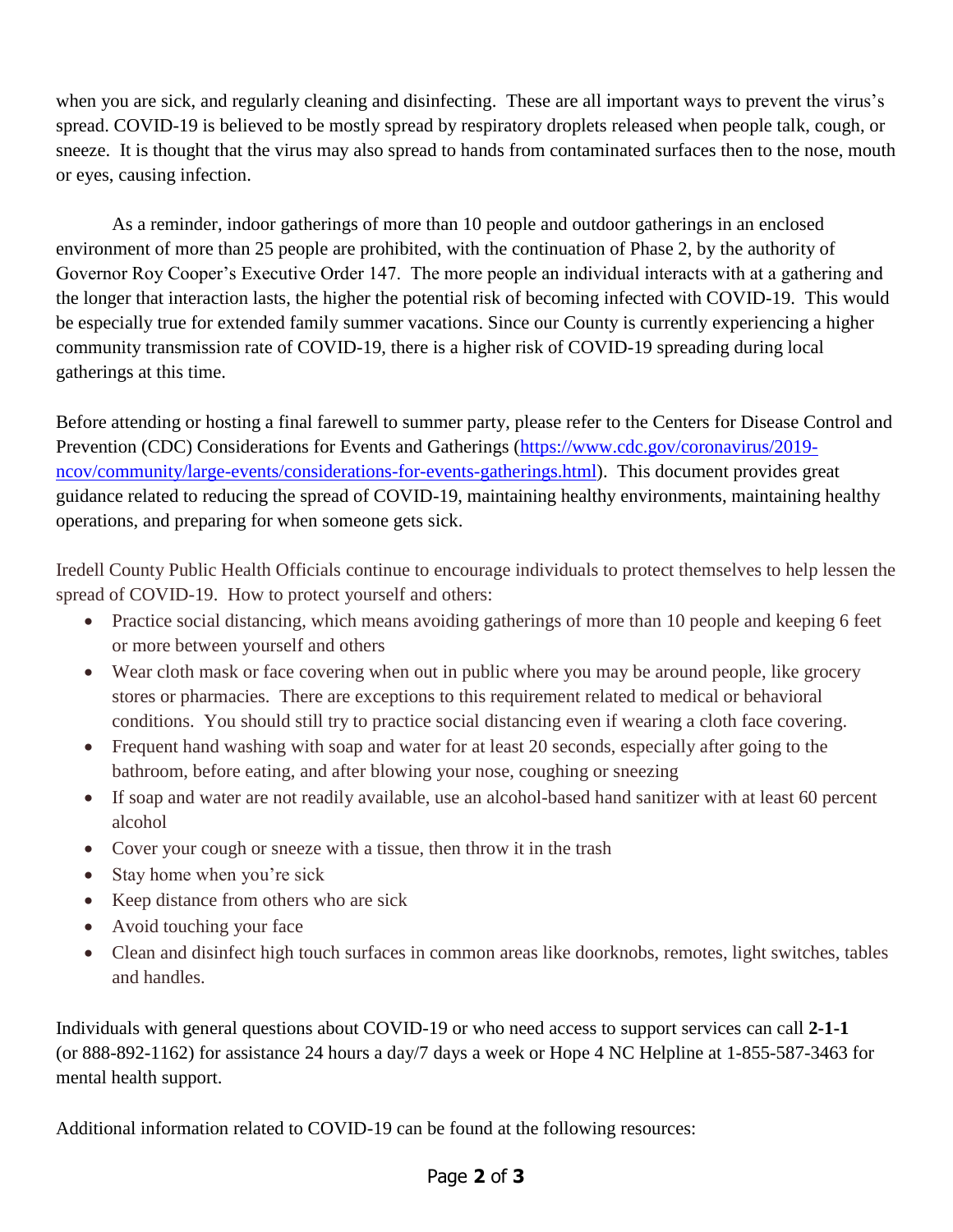when you are sick, and regularly cleaning and disinfecting. These are all important ways to prevent the virus's spread. COVID-19 is believed to be mostly spread by respiratory droplets released when people talk, cough, or sneeze. It is thought that the virus may also spread to hands from contaminated surfaces then to the nose, mouth or eyes, causing infection.

As a reminder, indoor gatherings of more than 10 people and outdoor gatherings in an enclosed environment of more than 25 people are prohibited, with the continuation of Phase 2, by the authority of Governor Roy Cooper's Executive Order 147. The more people an individual interacts with at a gathering and the longer that interaction lasts, the higher the potential risk of becoming infected with COVID-19. This would be especially true for extended family summer vacations. Since our County is currently experiencing a higher community transmission rate of COVID-19, there is a higher risk of COVID-19 spreading during local gatherings at this time.

Before attending or hosting a final farewell to summer party, please refer to the Centers for Disease Control and Prevention (CDC) Considerations for Events and Gatherings ([https://www.cdc.gov/coronavirus/2019-ncov/community/large-events/considerations-for-events-gatherings.html](https://www.cdc.gov/coronavirus/2019-ncov/community/large-events/considerations-for-events-gatherings.html)). This document provides great guidance related to reducing the spread of COVID-19, maintaining healthy environments, maintaining healthy operations, and preparing for when someone gets sick.

Iredell County Public Health Officials continue to encourage individuals to protect themselves to help lessen the spread of COVID-19. How to protect yourself and others:

- Practice social distancing, which means avoiding gatherings of more than 10 people and keeping 6 feet or more between yourself and others
- Wear cloth mask or face covering when out in public where you may be around people, like grocery stores or pharmacies. There are exceptions to this requirement related to medical or behavioral conditions. You should still try to practice social distancing even if wearing a cloth face covering.
- Frequent hand washing with soap and water for at least 20 seconds, especially after going to the bathroom, before eating, and after blowing your nose, coughing or sneezing
- If soap and water are not readily available, use an alcohol-based hand sanitizer with at least 60 percent alcohol
- Cover your cough or sneeze with a tissue, then throw it in the trash
- Stay home when you're sick
- Keep distance from others who are sick
- Avoid touching your face
- Clean and disinfect high touch surfaces in common areas like doorknobs, remotes, light switches, tables and handles.

Individuals with general questions about COVID-19 or who need access to support services can call **2-1-1** (or 888-892-1162) for assistance 24 hours a day/7 days a week or Hope 4 NC Helpline at 1-855-587-3463 for mental health support.

Additional information related to COVID-19 can be found at the following resources: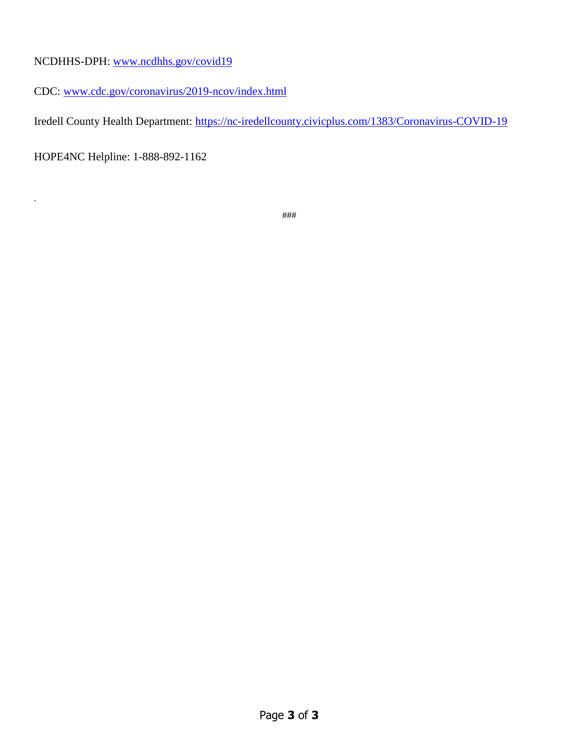NCDHHS-DPH: [www.ncdhhs.gov/covid19](http://www.ncdhhs.gov/covid19)

CDC: [www.cdc.gov/coronavirus/2019-ncov/index.html](http://www.cdc.gov/coronavirus/2019-ncov/index.html)

Iredell County Health Department: [https://nc-iredellcounty.civicplus.com/1383/Coronavirus-COVID-19](https://nc-iredellcounty.civicplus.com/1383/Coronavirus-COVID-19)

HOPE4NC Helpline: 1-888-892-1162

.

###